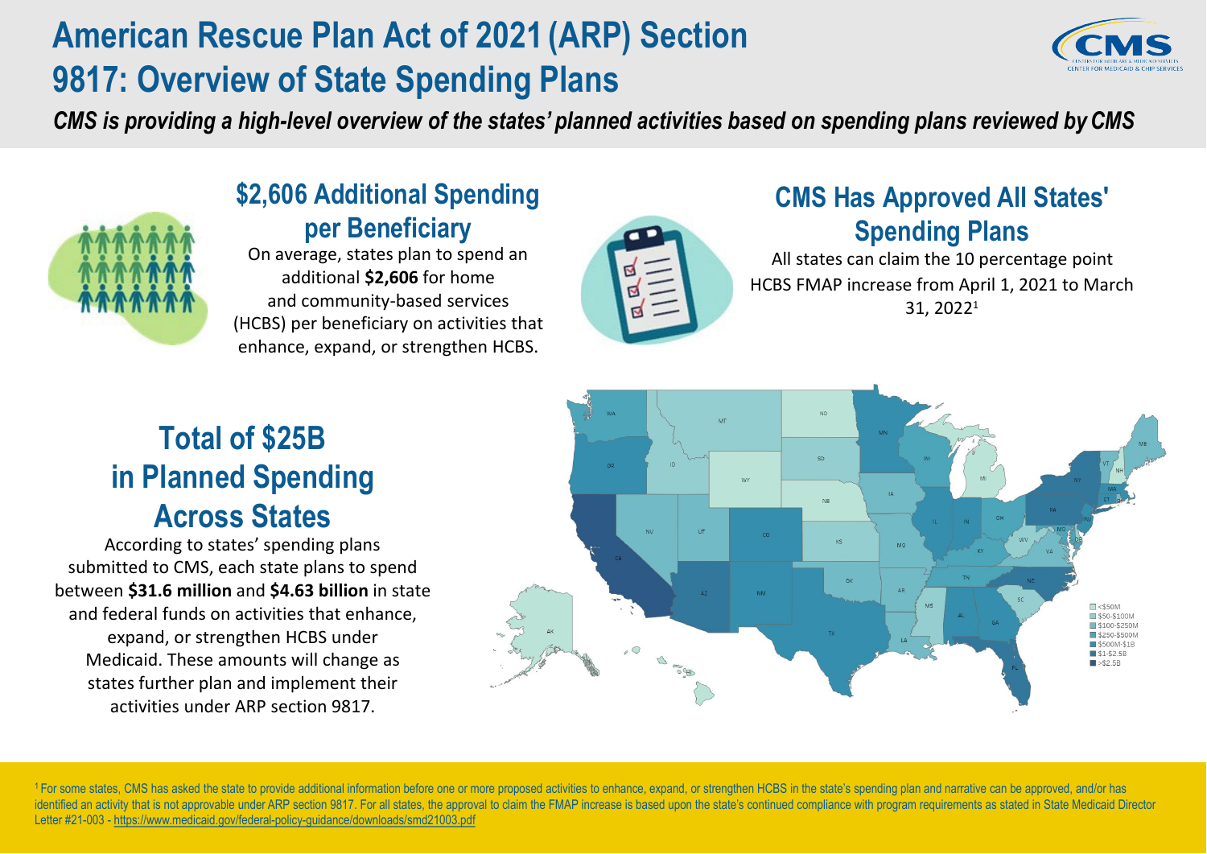# American Rescue Plan Act of 2021 (ARP) Section 9817: Overview of State Spending Plans

***CMS is providing a high-level overview of the states' planned activities based on spending plans reviewed by CMS***

## $2,606 Additional Spending per Beneficiary

On average, states plan to spend an additional **$2,606** for home and community-based services (HCBS) per beneficiary on activities that enhance, expand, or strengthen HCBS.

## CMS Has Approved All States' Spending Plans

All states can claim the 10 percentage point HCBS FMAP increase from April 1, 2021 to March 31, 2022[1]

## Total of $25B in Planned Spending Across States

According to states' spending plans submitted to CMS, each state plans to spend between **$31.6 million** and **$4.63 billion** in state and federal funds on activities that enhance, expand, or strengthen HCBS under Medicaid. These amounts will change as states further plan and implement their activities under ARP section 9817.

[1] For some states, CMS has asked the state to provide additional information before one or more proposed activities to enhance, expand, or strengthen HCBS in the state's spending plan and narrative can be approved, and/or has identified an activity that is not approvable under ARP section 9817. For all states, the approval to claim the FMAP increase is based upon the state's continued compliance with program requirements as stated in State Medicaid Director Letter #21-003 - https://www.medicaid.gov/federal-policy-guidance/downloads/smd21003.pdf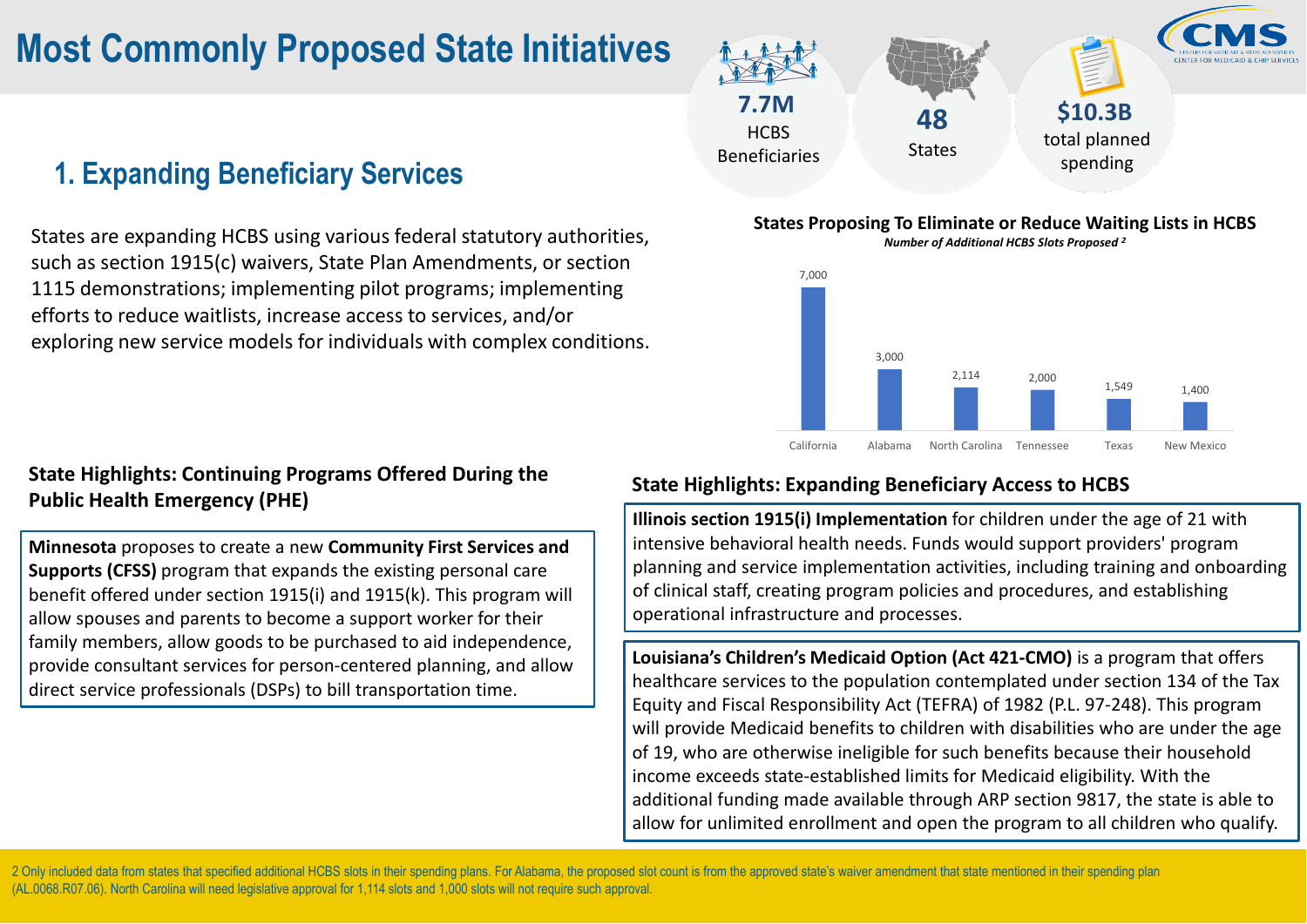# Most Commonly Proposed State Initiatives

**7.7M** HCBS Beneficiaries

**48** States

**$10.3B** total planned spending

## 1. Expanding Beneficiary Services

States are expanding HCBS using various federal statutory authorities, such as section 1915(c) waivers, State Plan Amendments, or section 1115 demonstrations; implementing pilot programs; implementing efforts to reduce waitlists, increase access to services, and/or exploring new service models for individuals with complex conditions.

**States Proposing To Eliminate or Reduce Waiting Lists in HCBS**

*Number of Additional HCBS Slots Proposed [2]*

| State | Additional HCBS Slots Proposed |
|---|---|
| California | 7,000 |
| Alabama | 3,000 |
| North Carolina | 2,114 |
| Tennessee | 2,000 |
| Texas | 1,549 |
| New Mexico | 1,400 |

### State Highlights: Continuing Programs Offered During the Public Health Emergency (PHE)

**Minnesota** proposes to create a new **Community First Services and Supports (CFSS)** program that expands the existing personal care benefit offered under section 1915(i) and 1915(k). This program will allow spouses and parents to become a support worker for their family members, allow goods to be purchased to aid independence, provide consultant services for person-centered planning, and allow direct service professionals (DSPs) to bill transportation time.

### State Highlights: Expanding Beneficiary Access to HCBS

**Illinois section 1915(i) Implementation** for children under the age of 21 with intensive behavioral health needs. Funds would support providers' program planning and service implementation activities, including training and onboarding of clinical staff, creating program policies and procedures, and establishing operational infrastructure and processes.

**Louisiana's Children's Medicaid Option (Act 421-CMO)** is a program that offers healthcare services to the population contemplated under section 134 of the Tax Equity and Fiscal Responsibility Act (TEFRA) of 1982 (P.L. 97-248). This program will provide Medicaid benefits to children with disabilities who are under the age of 19, who are otherwise ineligible for such benefits because their household income exceeds state-established limits for Medicaid eligibility. With the additional funding made available through ARP section 9817, the state is able to allow for unlimited enrollment and open the program to all children who qualify.

2 Only included data from states that specified additional HCBS slots in their spending plans. For Alabama, the proposed slot count is from the approved state's waiver amendment that state mentioned in their spending plan (AL.0068.R07.06). North Carolina will need legislative approval for 1,114 slots and 1,000 slots will not require such approval.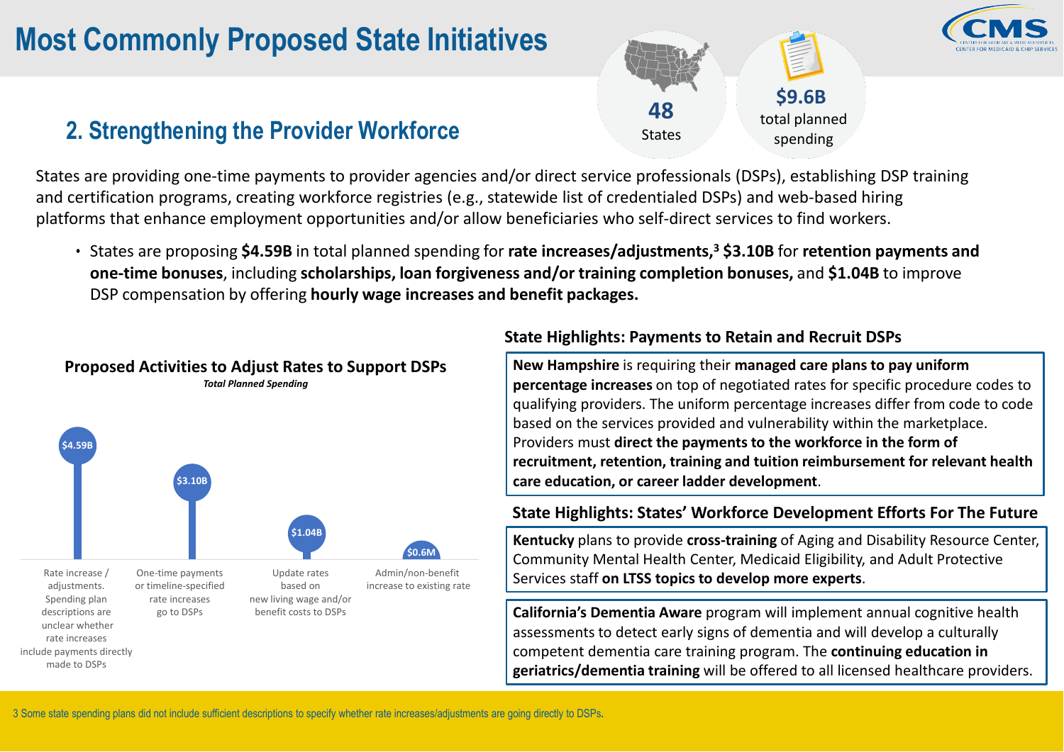# Most Commonly Proposed State Initiatives

## 2. Strengthening the Provider Workforce

**48** States

**$9.6B** total planned spending

States are providing one-time payments to provider agencies and/or direct service professionals (DSPs), establishing DSP training and certification programs, creating workforce registries (e.g., statewide list of credentialed DSPs) and web-based hiring platforms that enhance employment opportunities and/or allow beneficiaries who self-direct services to find workers.

- States are proposing **$4.59B** in total planned spending for **rate increases/adjustments,**[3] **$3.10B** for **retention payments and one-time bonuses**, including **scholarships, loan forgiveness and/or training completion bonuses,** and **$1.04B** to improve DSP compensation by offering **hourly wage increases and benefit packages.**

### Proposed Activities to Adjust Rates to Support DSPs

*Total Planned Spending*

| Activity | Total Planned Spending |
| --- | --- |
| Rate increase / adjustments. Spending plan descriptions are unclear whether rate increases include payments directly made to DSPs | $4.59B |
| One-time payments or timeline-specified rate increases go to DSPs | $3.10B |
| Update rates based on new living wage and/or benefit costs to DSPs | $1.04B |
| Admin/non-benefit increase to existing rate | $0.6M |

### State Highlights: Payments to Retain and Recruit DSPs

**New Hampshire** is requiring their **managed care plans to pay uniform percentage increases** on top of negotiated rates for specific procedure codes to qualifying providers. The uniform percentage increases differ from code to code based on the services provided and vulnerability within the marketplace. Providers must **direct the payments to the workforce in the form of recruitment, retention, training and tuition reimbursement for relevant health care education, or career ladder development**.

### State Highlights: States' Workforce Development Efforts For The Future

**Kentucky** plans to provide **cross-training** of Aging and Disability Resource Center, Community Mental Health Center, Medicaid Eligibility, and Adult Protective Services staff **on LTSS topics to develop more experts**.

**California's Dementia Aware** program will implement annual cognitive health assessments to detect early signs of dementia and will develop a culturally competent dementia care training program. The **continuing education in geriatrics/dementia training** will be offered to all licensed healthcare providers.

3 Some state spending plans did not include sufficient descriptions to specify whether rate increases/adjustments are going directly to DSPs.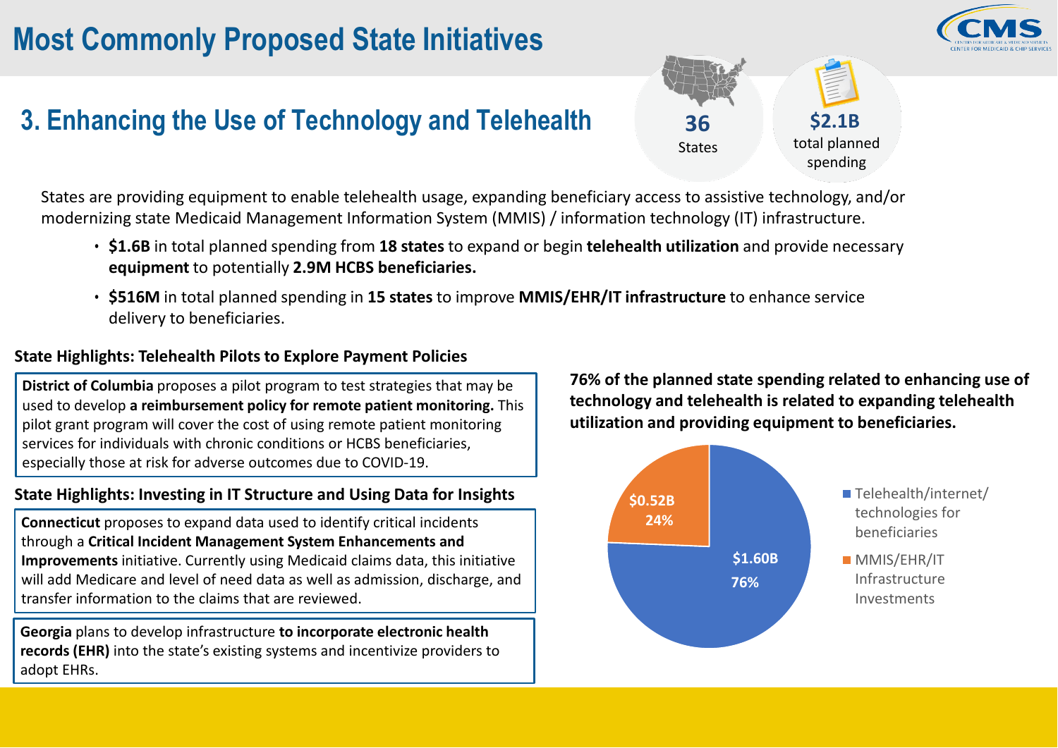# Most Commonly Proposed State Initiatives

## 3. Enhancing the Use of Technology and Telehealth

**36** States

**$2.1B** total planned spending

States are providing equipment to enable telehealth usage, expanding beneficiary access to assistive technology, and/or modernizing state Medicaid Management Information System (MMIS) / information technology (IT) infrastructure.

- **$1.6B** in total planned spending from **18 states** to expand or begin **telehealth utilization** and provide necessary **equipment** to potentially **2.9M HCBS beneficiaries.**
- **$516M** in total planned spending in **15 states** to improve **MMIS/EHR/IT infrastructure** to enhance service delivery to beneficiaries.

### State Highlights: Telehealth Pilots to Explore Payment Policies

**District of Columbia** proposes a pilot program to test strategies that may be used to develop **a reimbursement policy for remote patient monitoring.** This pilot grant program will cover the cost of using remote patient monitoring services for individuals with chronic conditions or HCBS beneficiaries, especially those at risk for adverse outcomes due to COVID-19.

### State Highlights: Investing in IT Structure and Using Data for Insights

**Connecticut** proposes to expand data used to identify critical incidents through a **Critical Incident Management System Enhancements and Improvements** initiative. Currently using Medicaid claims data, this initiative will add Medicare and level of need data as well as admission, discharge, and transfer information to the claims that are reviewed.

**Georgia** plans to develop infrastructure **to incorporate electronic health records (EHR)** into the state's existing systems and incentivize providers to adopt EHRs.

**76% of the planned state spending related to enhancing use of technology and telehealth is related to expanding telehealth utilization and providing equipment to beneficiaries.**

| Category | Planned Spending | Share |
| --- | --- | --- |
| Telehealth/internet/ technologies for beneficiaries | $1.60B | 76% |
| MMIS/EHR/IT Infrastructure Investments | $0.52B | 24% |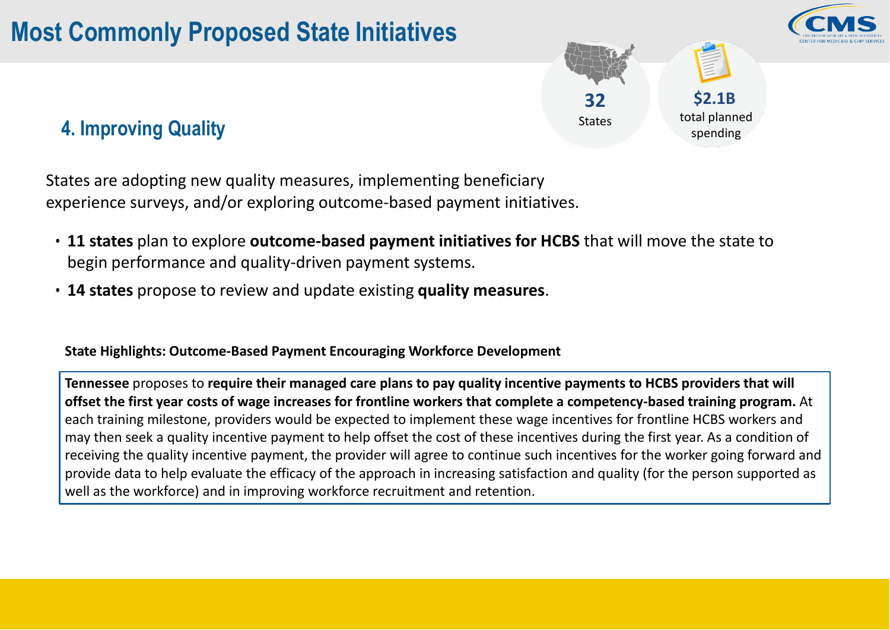# Most Commonly Proposed State Initiatives

## 4. Improving Quality

**32** States

**$2.1B** total planned spending

States are adopting new quality measures, implementing beneficiary experience surveys, and/or exploring outcome-based payment initiatives.

- **11 states** plan to explore **outcome-based payment initiatives for HCBS** that will move the state to begin performance and quality-driven payment systems.
- **14 states** propose to review and update existing **quality measures**.

**State Highlights: Outcome-Based Payment Encouraging Workforce Development**

**Tennessee** proposes to **require their managed care plans to pay quality incentive payments to HCBS providers that will offset the first year costs of wage increases for frontline workers that complete a competency-based training program.** At each training milestone, providers would be expected to implement these wage incentives for frontline HCBS workers and may then seek a quality incentive payment to help offset the cost of these incentives during the first year. As a condition of receiving the quality incentive payment, the provider will agree to continue such incentives for the worker going forward and provide data to help evaluate the efficacy of the approach in increasing satisfaction and quality (for the person supported as well as the workforce) and in improving workforce recruitment and retention.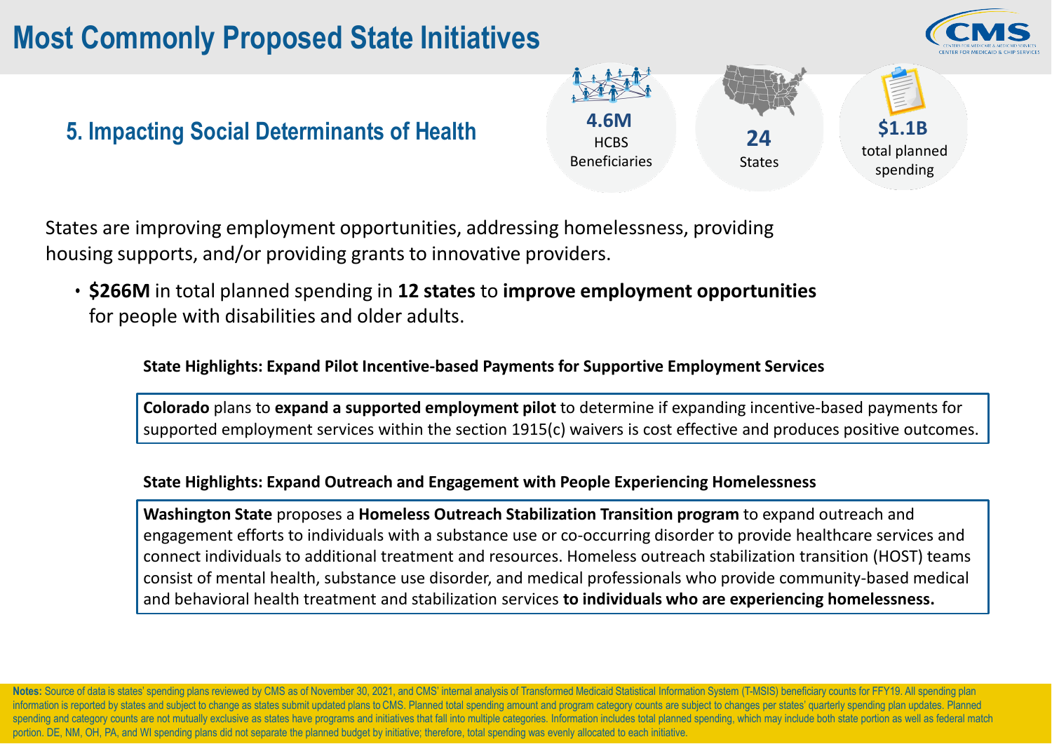# Most Commonly Proposed State Initiatives

## 5. Impacting Social Determinants of Health

**4.6M**
HCBS Beneficiaries

**24**
States

**$1.1B**
total planned spending

States are improving employment opportunities, addressing homelessness, providing housing supports, and/or providing grants to innovative providers.

- **$266M** in total planned spending in **12 states** to **improve employment opportunities** for people with disabilities and older adults.

**State Highlights: Expand Pilot Incentive-based Payments for Supportive Employment Services**

**Colorado** plans to **expand a supported employment pilot** to determine if expanding incentive-based payments for supported employment services within the section 1915(c) waivers is cost effective and produces positive outcomes.

**State Highlights: Expand Outreach and Engagement with People Experiencing Homelessness**

**Washington State** proposes a **Homeless Outreach Stabilization Transition program** to expand outreach and engagement efforts to individuals with a substance use or co-occurring disorder to provide healthcare services and connect individuals to additional treatment and resources. Homeless outreach stabilization transition (HOST) teams consist of mental health, substance use disorder, and medical professionals who provide community-based medical and behavioral health treatment and stabilization services **to individuals who are experiencing homelessness.**

**Notes:** Source of data is states' spending plans reviewed by CMS as of November 30, 2021, and CMS' internal analysis of Transformed Medicaid Statistical Information System (T-MSIS) beneficiary counts for FFY19. All spending plan information is reported by states and subject to change as states submit updated plans to CMS. Planned total spending amount and program category counts are subject to changes per states' quarterly spending plan updates. Planned spending and category counts are not mutually exclusive as states have programs and initiatives that fall into multiple categories. Information includes total planned spending, which may include both state portion as well as federal match portion. DE, NM, OH, PA, and WI spending plans did not separate the planned budget by initiative; therefore, total spending was evenly allocated to each initiative.